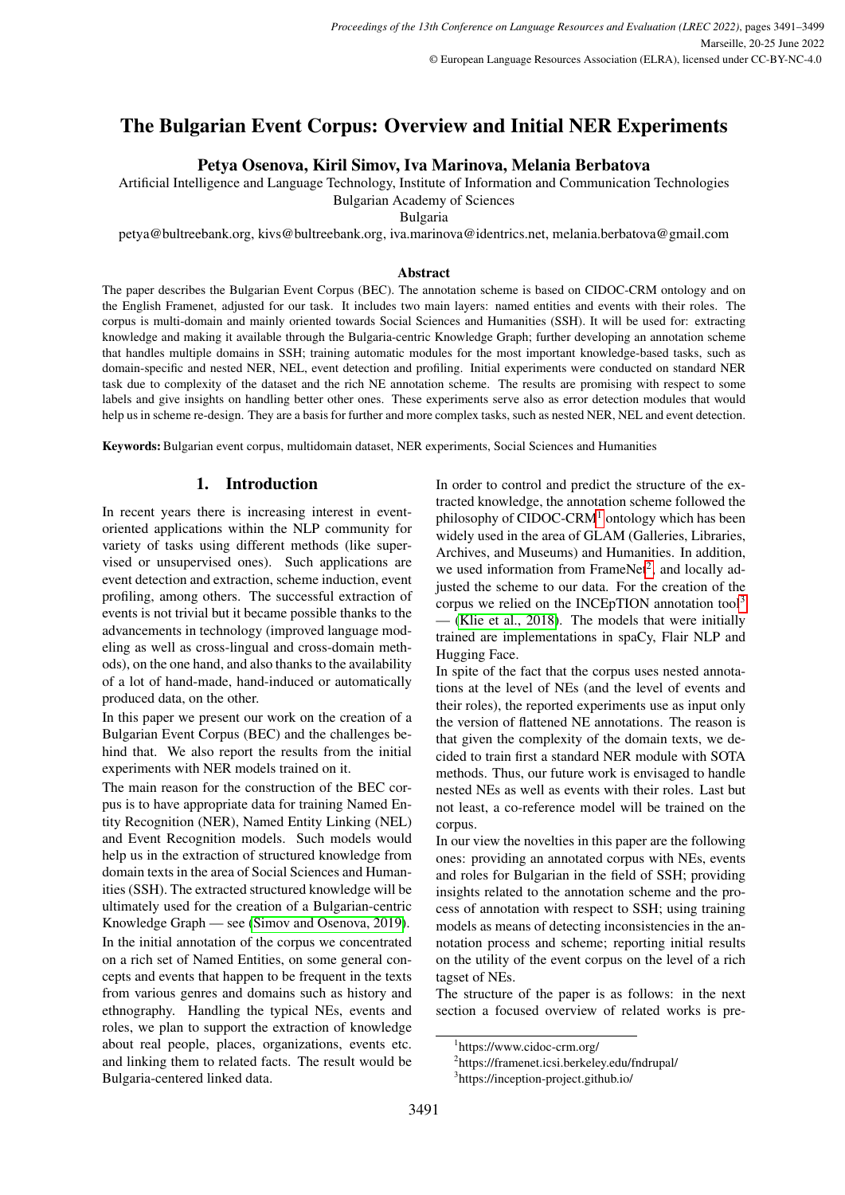# The Bulgarian Event Corpus: Overview and Initial NER Experiments

**Petya Osenova, Kiril Simov, Iva Marinova, Melania Berbatova**

Artificial Intelligence and Language Technology, Institute of Information and Communication Technologies
Bulgarian Academy of Sciences
Bulgaria

petya@bultreebank.org, kivs@bultreebank.org, iva.marinova@identrics.net, melania.berbatova@gmail.com

### Abstract

The paper describes the Bulgarian Event Corpus (BEC). The annotation scheme is based on CIDOC-CRM ontology and on the English Framenet, adjusted for our task. It includes two main layers: named entities and events with their roles. The corpus is multi-domain and mainly oriented towards Social Sciences and Humanities (SSH). It will be used for: extracting knowledge and making it available through the Bulgaria-centric Knowledge Graph; further developing an annotation scheme that handles multiple domains in SSH; training automatic modules for the most important knowledge-based tasks, such as domain-specific and nested NER, NEL, event detection and profiling. Initial experiments were conducted on standard NER task due to complexity of the dataset and the rich NE annotation scheme. The results are promising with respect to some labels and give insights on handling better other ones. These experiments serve also as error detection modules that would help us in scheme re-design. They are a basis for further and more complex tasks, such as nested NER, NEL and event detection.

**Keywords:** Bulgarian event corpus, multidomain dataset, NER experiments, Social Sciences and Humanities

## 1. Introduction

In recent years there is increasing interest in event-oriented applications within the NLP community for variety of tasks using different methods (like supervised or unsupervised ones). Such applications are event detection and extraction, scheme induction, event profiling, among others. The successful extraction of events is not trivial but it became possible thanks to the advancements in technology (improved language modeling as well as cross-lingual and cross-domain methods), on the one hand, and also thanks to the availability of a lot of hand-made, hand-induced or automatically produced data, on the other.

In this paper we present our work on the creation of a Bulgarian Event Corpus (BEC) and the challenges behind that. We also report the results from the initial experiments with NER models trained on it.

The main reason for the construction of the BEC corpus is to have appropriate data for training Named Entity Recognition (NER), Named Entity Linking (NEL) and Event Recognition models. Such models would help us in the extraction of structured knowledge from domain texts in the area of Social Sciences and Humanities (SSH). The extracted structured knowledge will be ultimately used for the creation of a Bulgarian-centric Knowledge Graph — see (Simov and Osenova, 2019).

In the initial annotation of the corpus we concentrated on a rich set of Named Entities, on some general concepts and events that happen to be frequent in the texts from various genres and domains such as history and ethnography. Handling the typical NEs, events and roles, we plan to support the extraction of knowledge about real people, places, organizations, events etc. and linking them to related facts. The result would be Bulgaria-centered linked data.

In order to control and predict the structure of the extracted knowledge, the annotation scheme followed the philosophy of CIDOC-CRM[1] ontology which has been widely used in the area of GLAM (Galleries, Libraries, Archives, and Museums) and Humanities. In addition, we used information from FrameNet[2], and locally adjusted the scheme to our data. For the creation of the corpus we relied on the INCEpTION annotation tool[3] — (Klie et al., 2018). The models that were initially trained are implementations in spaCy, Flair NLP and Hugging Face.

In spite of the fact that the corpus uses nested annotations at the level of NEs (and the level of events and their roles), the reported experiments use as input only the version of flattened NE annotations. The reason is that given the complexity of the domain texts, we decided to train first a standard NER module with SOTA methods. Thus, our future work is envisaged to handle nested NEs as well as events with their roles. Last but not least, a co-reference model will be trained on the corpus.

In our view the novelties in this paper are the following ones: providing an annotated corpus with NEs, events and roles for Bulgarian in the field of SSH; providing insights related to the annotation scheme and the process of annotation with respect to SSH; using training models as means of detecting inconsistencies in the annotation process and scheme; reporting initial results on the utility of the event corpus on the level of a rich tagset of NEs.

The structure of the paper is as follows: in the next section a focused overview of related works is pre-

[1] https://www.cidoc-crm.org/

[2] https://framenet.icsi.berkeley.edu/fndrupal/

[3] https://inception-project.github.io/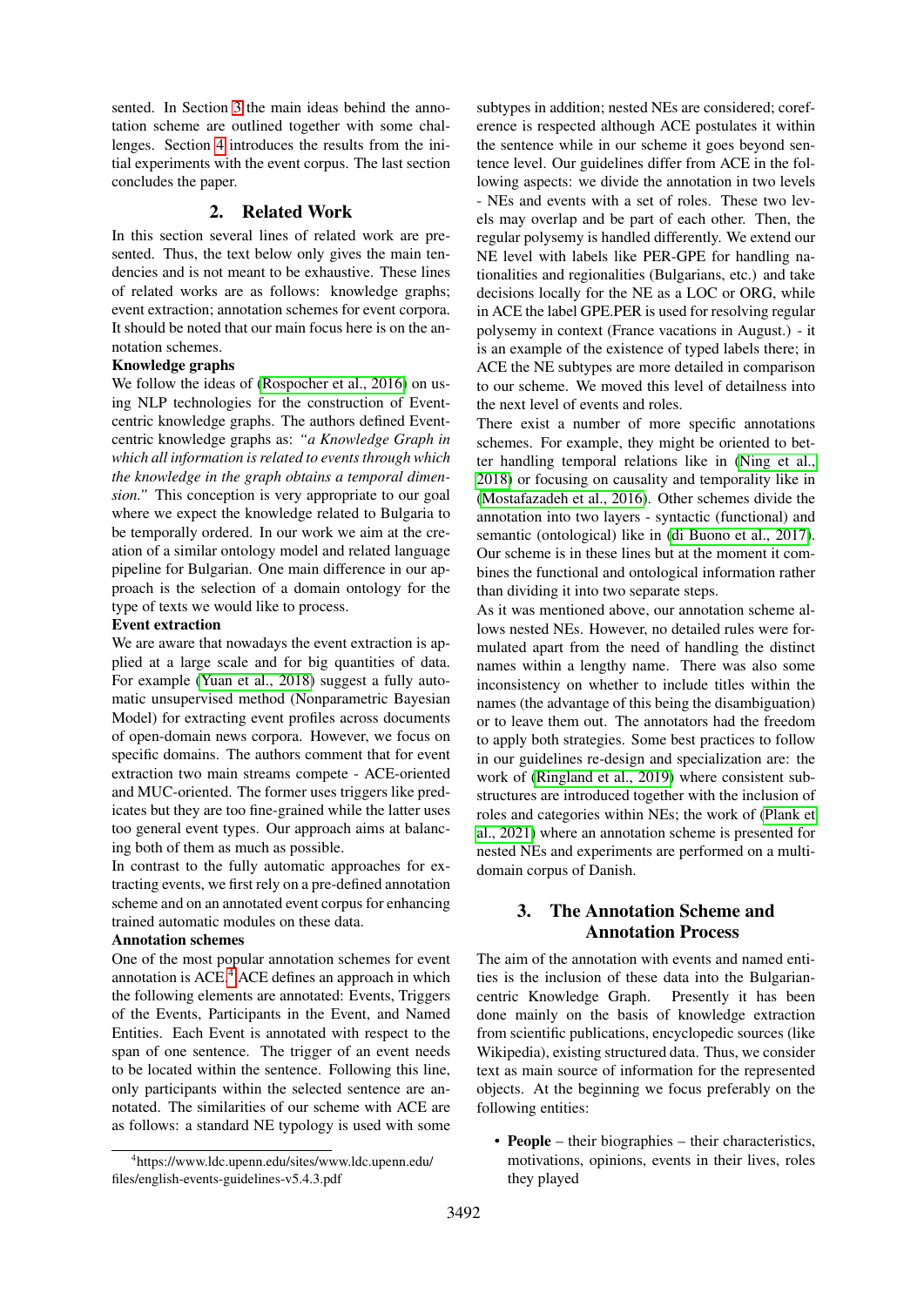sented. In Section 3 the main ideas behind the annotation scheme are outlined together with some challenges. Section 4 introduces the results from the initial experiments with the event corpus. The last section concludes the paper.

## 2. Related Work

In this section several lines of related work are presented. Thus, the text below only gives the main tendencies and is not meant to be exhaustive. These lines of related works are as follows: knowledge graphs; event extraction; annotation schemes for event corpora. It should be noted that our main focus here is on the annotation schemes.

**Knowledge graphs**

We follow the ideas of (Rospocher et al., 2016) on using NLP technologies for the construction of Event-centric knowledge graphs. The authors defined Event-centric knowledge graphs as: *"a Knowledge Graph in which all information is related to events through which the knowledge in the graph obtains a temporal dimension."* This conception is very appropriate to our goal where we expect the knowledge related to Bulgaria to be temporally ordered. In our work we aim at the creation of a similar ontology model and related language pipeline for Bulgarian. One main difference in our approach is the selection of a domain ontology for the type of texts we would like to process.

**Event extraction**

We are aware that nowadays the event extraction is applied at a large scale and for big quantities of data. For example (Yuan et al., 2018) suggest a fully automatic unsupervised method (Nonparametric Bayesian Model) for extracting event profiles across documents of open-domain news corpora. However, we focus on specific domains. The authors comment that for event extraction two main streams compete - ACE-oriented and MUC-oriented. The former uses triggers like predicates but they are too fine-grained while the latter uses too general event types. Our approach aims at balancing both of them as much as possible.

In contrast to the fully automatic approaches for extracting events, we first rely on a pre-defined annotation scheme and on an annotated event corpus for enhancing trained automatic modules on these data.

**Annotation schemes**

One of the most popular annotation schemes for event annotation is ACE.[4] ACE defines an approach in which the following elements are annotated: Events, Triggers of the Events, Participants in the Event, and Named Entities. Each Event is annotated with respect to the span of one sentence. The trigger of an event needs to be located within the sentence. Following this line, only participants within the selected sentence are annotated. The similarities of our scheme with ACE are as follows: a standard NE typology is used with some subtypes in addition; nested NEs are considered; coreference is respected although ACE postulates it within the sentence while in our scheme it goes beyond sentence level. Our guidelines differ from ACE in the following aspects: we divide the annotation in two levels - NEs and events with a set of roles. These two levels may overlap and be part of each other. Then, the regular polysemy is handled differently. We extend our NE level with labels like PER-GPE for handling nationalities and regionalities (Bulgarians, etc.) and take decisions locally for the NE as a LOC or ORG, while in ACE the label GPE.PER is used for resolving regular polysemy in context (France vacations in August.) - it is an example of the existence of typed labels there; in ACE the NE subtypes are more detailed in comparison to our scheme. We moved this level of detailness into the next level of events and roles.

There exist a number of more specific annotations schemes. For example, they might be oriented to better handling temporal relations like in (Ning et al., 2018) or focusing on causality and temporality like in (Mostafazadeh et al., 2016). Other schemes divide the annotation into two layers - syntactic (functional) and semantic (ontological) like in (di Buono et al., 2017). Our scheme is in these lines but at the moment it combines the functional and ontological information rather than dividing it into two separate steps.

As it was mentioned above, our annotation scheme allows nested NEs. However, no detailed rules were formulated apart from the need of handling the distinct names within a lengthy name. There was also some inconsistency on whether to include titles within the names (the advantage of this being the disambiguation) or to leave them out. The annotators had the freedom to apply both strategies. Some best practices to follow in our guidelines re-design and specialization are: the work of (Ringland et al., 2019) where consistent substructures are introduced together with the inclusion of roles and categories within NEs; the work of (Plank et al., 2021) where an annotation scheme is presented for nested NEs and experiments are performed on a multi-domain corpus of Danish.

## 3. The Annotation Scheme and Annotation Process

The aim of the annotation with events and named entities is the inclusion of these data into the Bulgarian-centric Knowledge Graph. Presently it has been done mainly on the basis of knowledge extraction from scientific publications, encyclopedic sources (like Wikipedia), existing structured data. Thus, we consider text as main source of information for the represented objects. At the beginning we focus preferably on the following entities:

- **People** – their biographies – their characteristics, motivations, opinions, events in their lives, roles they played

[4] https://www.ldc.upenn.edu/sites/www.ldc.upenn.edu/files/english-events-guidelines-v5.4.3.pdf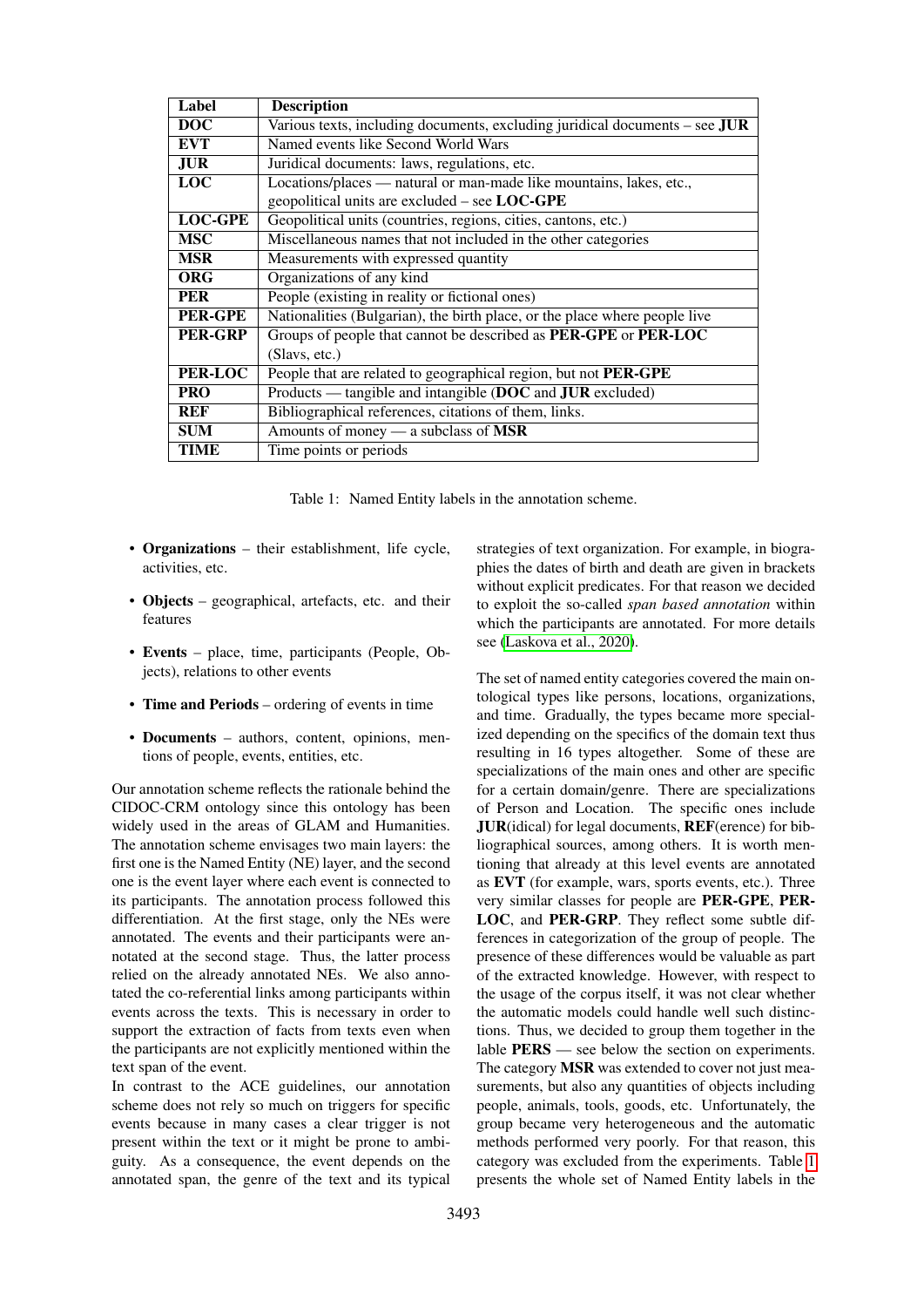| Label | Description |
|---|---|
| **DOC** | Various texts, including documents, excluding juridical documents – see **JUR** |
| **EVT** | Named events like Second World Wars |
| **JUR** | Juridical documents: laws, regulations, etc. |
| **LOC** | Locations/places — natural or man-made like mountains, lakes, etc., geopolitical units are excluded – see **LOC-GPE** |
| **LOC-GPE** | Geopolitical units (countries, regions, cities, cantons, etc.) |
| **MSC** | Miscellaneous names that not included in the other categories |
| **MSR** | Measurements with expressed quantity |
| **ORG** | Organizations of any kind |
| **PER** | People (existing in reality or fictional ones) |
| **PER-GPE** | Nationalities (Bulgarian), the birth place, or the place where people live |
| **PER-GRP** | Groups of people that cannot be described as **PER-GPE** or **PER-LOC** (Slavs, etc.) |
| **PER-LOC** | People that are related to geographical region, but not **PER-GPE** |
| **PRO** | Products — tangible and intangible (**DOC** and **JUR** excluded) |
| **REF** | Bibliographical references, citations of them, links. |
| **SUM** | Amounts of money — a subclass of **MSR** |
| **TIME** | Time points or periods |

Table 1: Named Entity labels in the annotation scheme.

- **Organizations** – their establishment, life cycle, activities, etc.
- **Objects** – geographical, artefacts, etc. and their features
- **Events** – place, time, participants (People, Objects), relations to other events
- **Time and Periods** – ordering of events in time
- **Documents** – authors, content, opinions, mentions of people, events, entities, etc.

Our annotation scheme reflects the rationale behind the CIDOC-CRM ontology since this ontology has been widely used in the areas of GLAM and Humanities. The annotation scheme envisages two main layers: the first one is the Named Entity (NE) layer, and the second one is the event layer where each event is connected to its participants. The annotation process followed this differentiation. At the first stage, only the NEs were annotated. The events and their participants were annotated at the second stage. Thus, the latter process relied on the already annotated NEs. We also annotated the co-referential links among participants within events across the texts. This is necessary in order to support the extraction of facts from texts even when the participants are not explicitly mentioned within the text span of the event.

In contrast to the ACE guidelines, our annotation scheme does not rely so much on triggers for specific events because in many cases a clear trigger is not present within the text or it might be prone to ambiguity. As a consequence, the event depends on the annotated span, the genre of the text and its typical strategies of text organization. For example, in biographies the dates of birth and death are given in brackets without explicit predicates. For that reason we decided to exploit the so-called *span based annotation* within which the participants are annotated. For more details see (Laskova et al., 2020).

The set of named entity categories covered the main ontological types like persons, locations, organizations, and time. Gradually, the types became more specialized depending on the specifics of the domain text thus resulting in 16 types altogether. Some of these are specializations of the main ones and other are specific for a certain domain/genre. There are specializations of Person and Location. The specific ones include **JUR**(idical) for legal documents, **REF**(erence) for bibliographical sources, among others. It is worth mentioning that already at this level events are annotated as **EVT** (for example, wars, sports events, etc.). Three very similar classes for people are **PER-GPE**, **PER-LOC**, and **PER-GRP**. They reflect some subtle differences in categorization of the group of people. The presence of these differences would be valuable as part of the extracted knowledge. However, with respect to the usage of the corpus itself, it was not clear whether the automatic models could handle well such distinctions. Thus, we decided to group them together in the lable **PERS** — see below the section on experiments. The category **MSR** was extended to cover not just measurements, but also any quantities of objects including people, animals, tools, goods, etc. Unfortunately, the group became very heterogeneous and the automatic methods performed very poorly. For that reason, this category was excluded from the experiments. Table 1 presents the whole set of Named Entity labels in the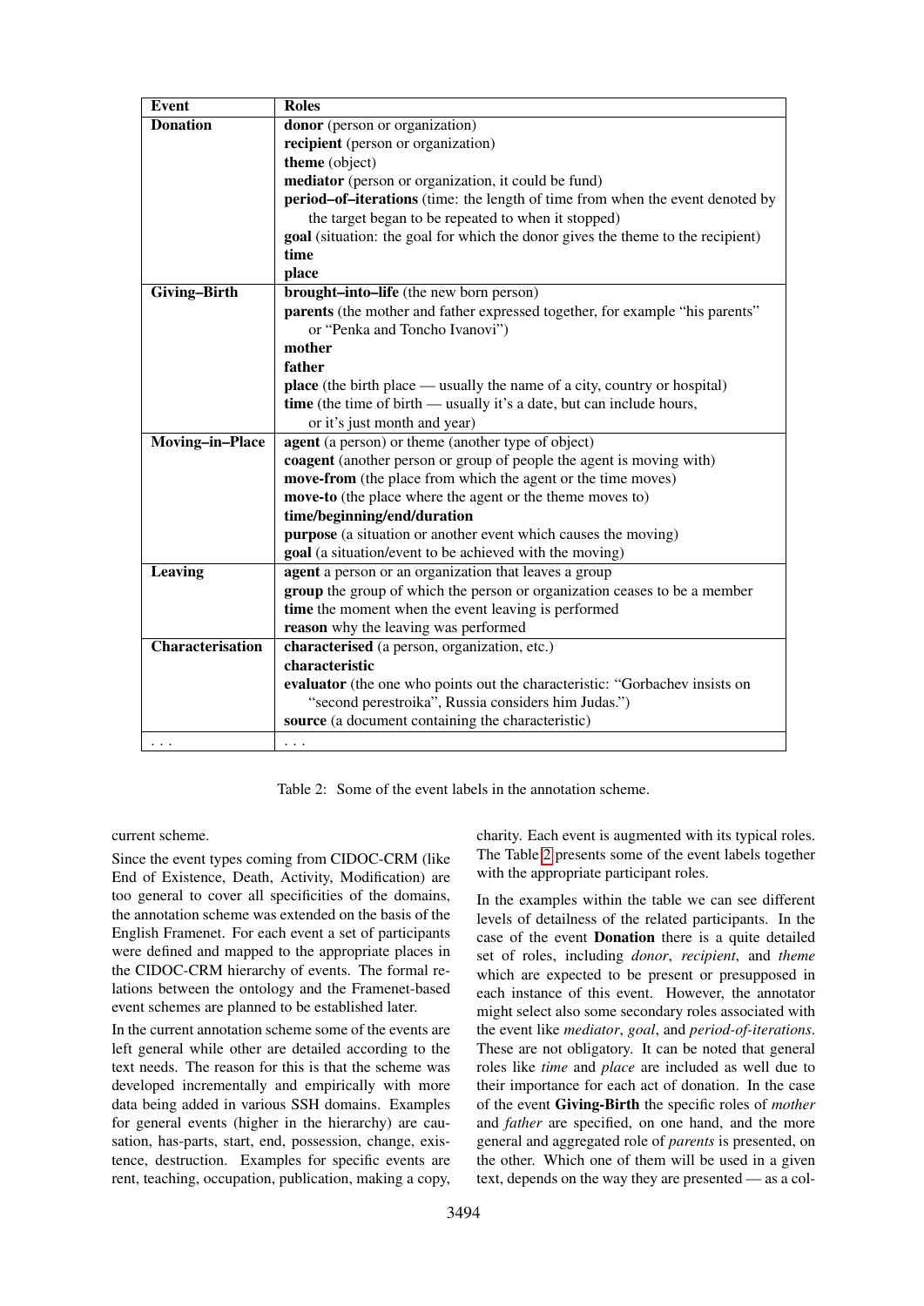| Event | Roles |
|---|---|
| **Donation** | **donor** (person or organization)<br>**recipient** (person or organization)<br>**theme** (object)<br>**mediator** (person or organization, it could be fund)<br>**period–of–iterations** (time: the length of time from when the event denoted by the target began to be repeated to when it stopped)<br>**goal** (situation: the goal for which the donor gives the theme to the recipient)<br>**time**<br>**place** |
| **Giving–Birth** | **brought–into–life** (the new born person)<br>**parents** (the mother and father expressed together, for example "his parents" or "Penka and Toncho Ivanovi")<br>**mother**<br>**father**<br>**place** (the birth place — usually the name of a city, country or hospital)<br>**time** (the time of birth — usually it's a date, but can include hours, or it's just month and year) |
| **Moving–in–Place** | **agent** (a person) or theme (another type of object)<br>**coagent** (another person or group of people the agent is moving with)<br>**move-from** (the place from which the agent or the time moves)<br>**move-to** (the place where the agent or the theme moves to)<br>**time/beginning/end/duration**<br>**purpose** (a situation or another event which causes the moving)<br>**goal** (a situation/event to be achieved with the moving) |
| **Leaving** | **agent** a person or an organization that leaves a group<br>**group** the group of which the person or organization ceases to be a member<br>**time** the moment when the event leaving is performed<br>**reason** why the leaving was performed |
| **Characterisation** | **characterised** (a person, organization, etc.)<br>**characteristic**<br>**evaluator** (the one who points out the characteristic: "Gorbachev insists on "second perestroika", Russia considers him Judas.")<br>**source** (a document containing the characteristic) |
| ... | ... |

Table 2: Some of the event labels in the annotation scheme.

current scheme.

Since the event types coming from CIDOC-CRM (like End of Existence, Death, Activity, Modification) are too general to cover all specificities of the domains, the annotation scheme was extended on the basis of the English Framenet. For each event a set of participants were defined and mapped to the appropriate places in the CIDOC-CRM hierarchy of events. The formal relations between the ontology and the Framenet-based event schemes are planned to be established later.

In the current annotation scheme some of the events are left general while other are detailed according to the text needs. The reason for this is that the scheme was developed incrementally and empirically with more data being added in various SSH domains. Examples for general events (higher in the hierarchy) are causation, has-parts, start, end, possession, change, existence, destruction. Examples for specific events are rent, teaching, occupation, publication, making a copy, charity. Each event is augmented with its typical roles. The Table 2 presents some of the event labels together with the appropriate participant roles.

In the examples within the table we can see different levels of detailness of the related participants. In the case of the event **Donation** there is a quite detailed set of roles, including *donor*, *recipient*, and *theme* which are expected to be present or presupposed in each instance of this event. However, the annotator might select also some secondary roles associated with the event like *mediator*, *goal*, and *period-of-iterations*. These are not obligatory. It can be noted that general roles like *time* and *place* are included as well due to their importance for each act of donation. In the case of the event **Giving-Birth** the specific roles of *mother* and *father* are specified, on one hand, and the more general and aggregated role of *parents* is presented, on the other. Which one of them will be used in a given text, depends on the way they are presented — as a col-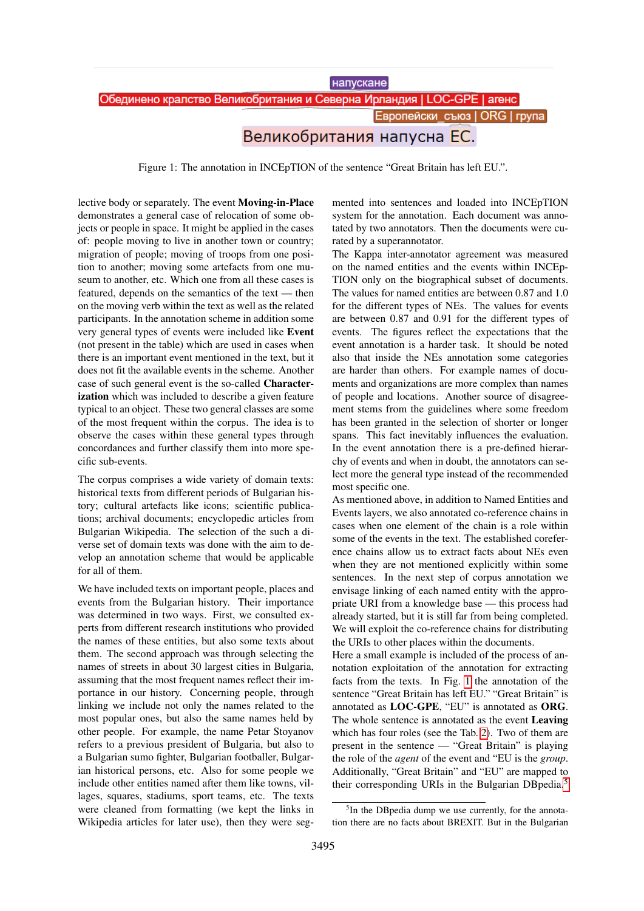напускане

Обединено кралство Великобритания и Северна Ирландия | LOC-GPE | агенс

Европейски_съюз | ORG | група

Великобритания напусна ЕС.

Figure 1: The annotation in INCEpTION of the sentence “Great Britain has left EU.”.

lective body or separately. The event **Moving-in-Place** demonstrates a general case of relocation of some objects or people in space. It might be applied in the cases of: people moving to live in another town or country; migration of people; moving of troops from one position to another; moving some artefacts from one museum to another, etc. Which one from all these cases is featured, depends on the semantics of the text — then on the moving verb within the text as well as the related participants. In the annotation scheme in addition some very general types of events were included like **Event** (not present in the table) which are used in cases when there is an important event mentioned in the text, but it does not fit the available events in the scheme. Another case of such general event is the so-called **Characterization** which was included to describe a given feature typical to an object. These two general classes are some of the most frequent within the corpus. The idea is to observe the cases within these general types through concordances and further classify them into more specific sub-events.

The corpus comprises a wide variety of domain texts: historical texts from different periods of Bulgarian history; cultural artefacts like icons; scientific publications; archival documents; encyclopedic articles from Bulgarian Wikipedia. The selection of the such a diverse set of domain texts was done with the aim to develop an annotation scheme that would be applicable for all of them.

We have included texts on important people, places and events from the Bulgarian history. Their importance was determined in two ways. First, we consulted experts from different research institutions who provided the names of these entities, but also some texts about them. The second approach was through selecting the names of streets in about 30 largest cities in Bulgaria, assuming that the most frequent names reflect their importance in our history. Concerning people, through linking we include not only the names related to the most popular ones, but also the same names held by other people. For example, the name Petar Stoyanov refers to a previous president of Bulgaria, but also to a Bulgarian sumo fighter, Bulgarian footballer, Bulgarian historical persons, etc. Also for some people we include other entities named after them like towns, villages, squares, stadiums, sport teams, etc. The texts were cleaned from formatting (we kept the links in Wikipedia articles for later use), then they were segmented into sentences and loaded into INCEpTION system for the annotation. Each document was annotated by two annotators. Then the documents were curated by a superannotator.

The Kappa inter-annotator agreement was measured on the named entities and the events within INCEpTION only on the biographical subset of documents. The values for named entities are between 0.87 and 1.0 for the different types of NEs. The values for events are between 0.87 and 0.91 for the different types of events. The figures reflect the expectations that the event annotation is a harder task. It should be noted also that inside the NEs annotation some categories are harder than others. For example names of documents and organizations are more complex than names of people and locations. Another source of disagreement stems from the guidelines where some freedom has been granted in the selection of shorter or longer spans. This fact inevitably influences the evaluation. In the event annotation there is a pre-defined hierarchy of events and when in doubt, the annotators can select more the general type instead of the recommended most specific one.

As mentioned above, in addition to Named Entities and Events layers, we also annotated co-reference chains in cases when one element of the chain is a role within some of the events in the text. The established coreference chains allow us to extract facts about NEs even when they are not mentioned explicitly within some sentences. In the next step of corpus annotation we envisage linking of each named entity with the appropriate URI from a knowledge base — this process had already started, but it is still far from being completed. We will exploit the co-reference chains for distributing the URIs to other places within the documents.

Here a small example is included of the process of annotation exploitation of the annotation for extracting facts from the texts. In Fig. 1 the annotation of the sentence “Great Britain has left EU.” “Great Britain” is annotated as **LOC-GPE**, “EU” is annotated as **ORG**. The whole sentence is annotated as the event **Leaving** which has four roles (see the Tab. 2). Two of them are present in the sentence — “Great Britain” is playing the role of the *agent* of the event and “EU is the *group*. Additionally, “Great Britain” and “EU” are mapped to their corresponding URIs in the Bulgarian DBpedia.[5]

[5] In the DBpedia dump we use currently, for the annotation there are no facts about BREXIT. But in the Bulgarian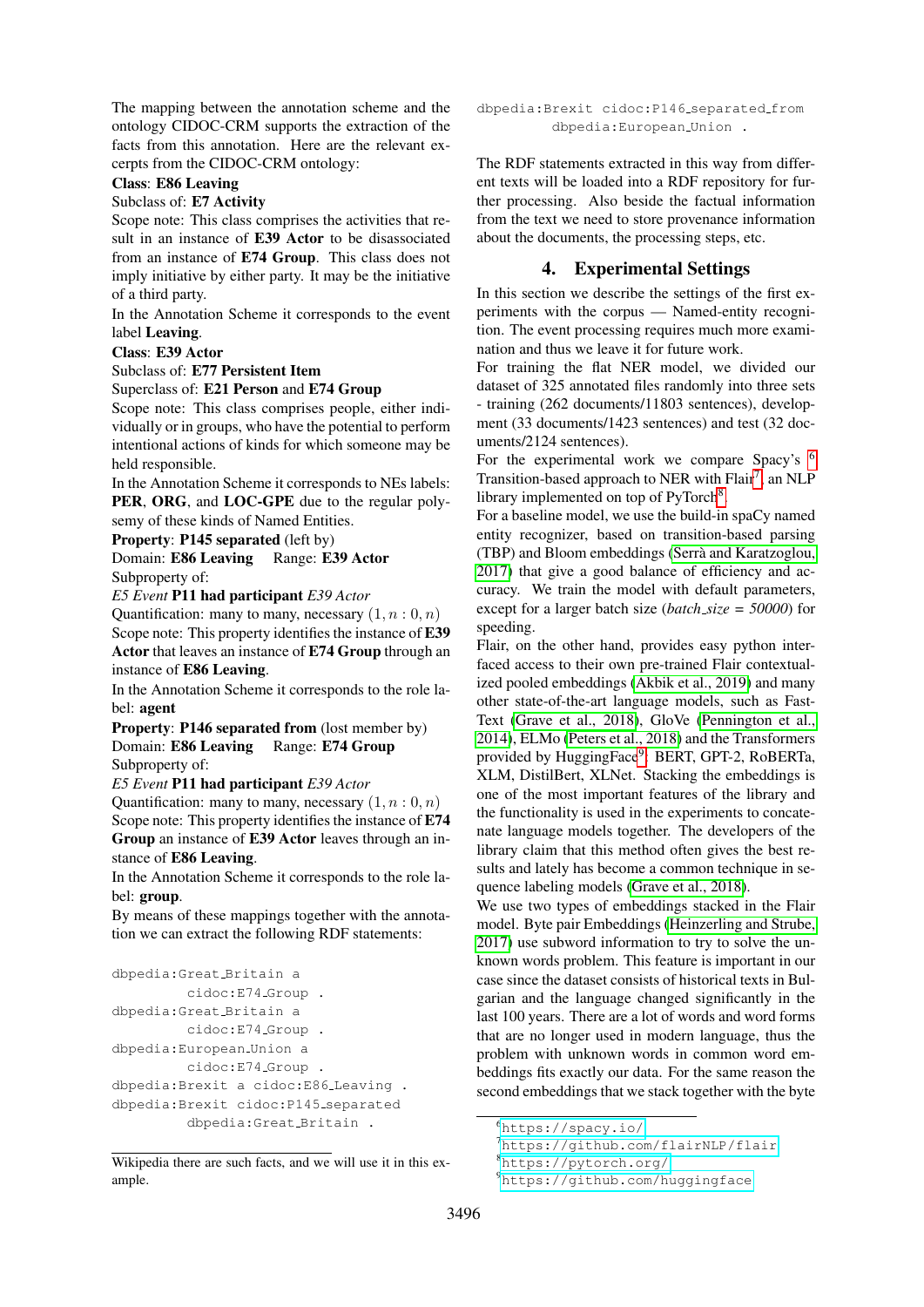The mapping between the annotation scheme and the ontology CIDOC-CRM supports the extraction of the facts from this annotation. Here are the relevant excerpts from the CIDOC-CRM ontology:

**Class**: **E86 Leaving**
Subclass of: **E7 Activity**
Scope note: This class comprises the activities that result in an instance of **E39 Actor** to be disassociated from an instance of **E74 Group**. This class does not imply initiative by either party. It may be the initiative of a third party.
In the Annotation Scheme it corresponds to the event label **Leaving**.

**Class**: **E39 Actor**
Subclass of: **E77 Persistent Item**
Superclass of: **E21 Person** and **E74 Group**
Scope note: This class comprises people, either individually or in groups, who have the potential to perform intentional actions of kinds for which someone may be held responsible.
In the Annotation Scheme it corresponds to NEs labels: **PER**, **ORG**, and **LOC-GPE** due to the regular polysemy of these kinds of Named Entities.

**Property**: **P145 separated** (left by)
Domain: **E86 Leaving** Range: **E39 Actor**
Subproperty of:
*E5 Event* **P11 had participant** *E39 Actor*
Quantification: many to many, necessary $(1, n : 0, n)$
Scope note: This property identifies the instance of **E39 Actor** that leaves an instance of **E74 Group** through an instance of **E86 Leaving**.
In the Annotation Scheme it corresponds to the role label: **agent**

**Property**: **P146 separated from** (lost member by)
Domain: **E86 Leaving** Range: **E74 Group**
Subproperty of:
*E5 Event* **P11 had participant** *E39 Actor*
Quantification: many to many, necessary $(1, n : 0, n)$
Scope note: This property identifies the instance of **E74 Group** an instance of **E39 Actor** leaves through an instance of **E86 Leaving**.
In the Annotation Scheme it corresponds to the role label: **group**.

By means of these mappings together with the annotation we can extract the following RDF statements:

```
dbpedia:Great_Britain a
        cidoc:E74_Group .
dbpedia:Great_Britain a
        cidoc:E74_Group .
dbpedia:European_Union a
        cidoc:E74_Group .
dbpedia:Brexit a cidoc:E86_Leaving .
dbpedia:Brexit cidoc:P145_separated
        dbpedia:Great_Britain .
dbpedia:Brexit cidoc:P146_separated_from
        dbpedia:European_Union .
```

The RDF statements extracted in this way from different texts will be loaded into a RDF repository for further processing. Also beside the factual information from the text we need to store provenance information about the documents, the processing steps, etc.

Wikipedia there are such facts, and we will use it in this example.

## 4. Experimental Settings

In this section we describe the settings of the first experiments with the corpus — Named-entity recognition. The event processing requires much more examination and thus we leave it for future work.

For training the flat NER model, we divided our dataset of 325 annotated files randomly into three sets - training (262 documents/11803 sentences), development (33 documents/1423 sentences) and test (32 documents/2124 sentences).

For the experimental work we compare Spacy's [6] Transition-based approach to NER with Flair[7], an NLP library implemented on top of PyTorch[8].

For a baseline model, we use the build-in spaCy named entity recognizer, based on transition-based parsing (TBP) and Bloom embeddings (Serrà and Karatzoglou, 2017) that give a good balance of efficiency and accuracy. We train the model with default parameters, except for a larger batch size (*batch_size = 50000*) for speeding.

Flair, on the other hand, provides easy python interfaced access to their own pre-trained Flair contextualized pooled embeddings (Akbik et al., 2019) and many other state-of-the-art language models, such as FastText (Grave et al., 2018), GloVe (Pennington et al., 2014), ELMo (Peters et al., 2018) and the Transformers provided by HuggingFace[9]: BERT, GPT-2, RoBERTa, XLM, DistilBert, XLNet. Stacking the embeddings is one of the most important features of the library and the functionality is used in the experiments to concatenate language models together. The developers of the library claim that this method often gives the best results and lately has become a common technique in sequence labeling models (Grave et al., 2018).

We use two types of embeddings stacked in the Flair model. Byte pair Embeddings (Heinzerling and Strube, 2017) use subword information to try to solve the unknown words problem. This feature is important in our case since the dataset consists of historical texts in Bulgarian and the language changed significantly in the last 100 years. There are a lot of words and word forms that are no longer used in modern language, thus the problem with unknown words in common word embeddings fits exactly our data. For the same reason the second embeddings that we stack together with the byte

[6] https://spacy.io/
[7] https://github.com/flairNLP/flair
[8] https://pytorch.org/
[9] https://github.com/huggingface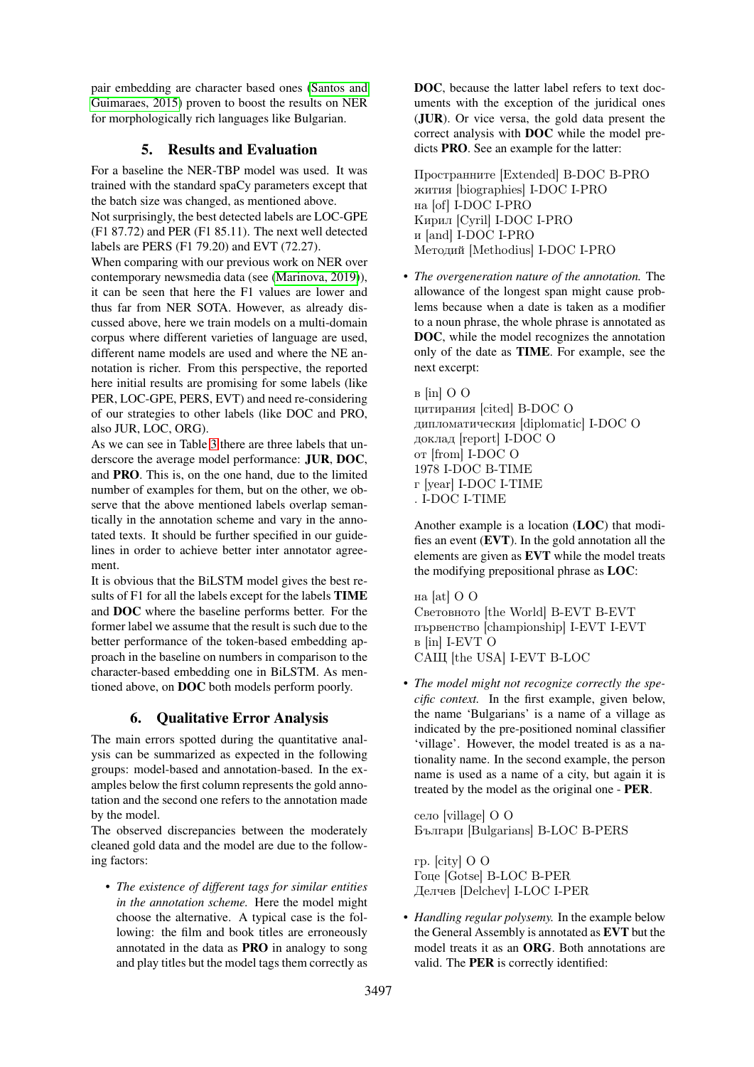pair embedding are character based ones (Santos and Guimaraes, 2015) proven to boost the results on NER for morphologically rich languages like Bulgarian.

## 5. Results and Evaluation

For a baseline the NER-TBP model was used. It was trained with the standard spaCy parameters except that the batch size was changed, as mentioned above.

Not surprisingly, the best detected labels are LOC-GPE (F1 87.72) and PER (F1 85.11). The next well detected labels are PERS (F1 79.20) and EVT (72.27).

When comparing with our previous work on NER over contemporary newsmedia data (see (Marinova, 2019)), it can be seen that here the F1 values are lower and thus far from NER SOTA. However, as already discussed above, here we train models on a multi-domain corpus where different varieties of language are used, different name models are used and where the NE annotation is richer. From this perspective, the reported here initial results are promising for some labels (like PER, LOC-GPE, PERS, EVT) and need re-considering of our strategies to other labels (like DOC and PRO, also JUR, LOC, ORG).

As we can see in Table 3 there are three labels that underscore the average model performance: **JUR**, **DOC**, and **PRO**. This is, on the one hand, due to the limited number of examples for them, but on the other, we observe that the above mentioned labels overlap semantically in the annotation scheme and vary in the annotated texts. It should be further specified in our guidelines in order to achieve better inter annotator agreement.

It is obvious that the BiLSTM model gives the best results of F1 for all the labels except for the labels **TIME** and **DOC** where the baseline performs better. For the former label we assume that the result is such due to the better performance of the token-based embedding approach in the baseline on numbers in comparison to the character-based embedding one in BiLSTM. As mentioned above, on **DOC** both models perform poorly.

## 6. Qualitative Error Analysis

The main errors spotted during the quantitative analysis can be summarized as expected in the following groups: model-based and annotation-based. In the examples below the first column represents the gold annotation and the second one refers to the annotation made by the model.

The observed discrepancies between the moderately cleaned gold data and the model are due to the following factors:

- *The existence of different tags for similar entities in the annotation scheme.* Here the model might choose the alternative. A typical case is the following: the film and book titles are erroneously annotated in the data as **PRO** in analogy to song and play titles but the model tags them correctly as **DOC**, because the latter label refers to text documents with the exception of the juridical ones (**JUR**). Or vice versa, the gold data present the correct analysis with **DOC** while the model predicts **PRO**. See an example for the latter:

  Пространните [Extended] B-DOC B-PRO
  жития [biographies] I-DOC I-PRO
  на [of] I-DOC I-PRO
  Кирил [Cyril] I-DOC I-PRO
  и [and] I-DOC I-PRO
  Методий [Methodius] I-DOC I-PRO

- *The overgeneration nature of the annotation.* The allowance of the longest span might cause problems because when a date is taken as a modifier to a noun phrase, the whole phrase is annotated as **DOC**, while the model recognizes the annotation only of the date as **TIME**. For example, see the next excerpt:

  в [in] O O
  цитирания [cited] B-DOC O
  дипломатическия [diplomatic] I-DOC O
  доклад [report] I-DOC O
  от [from] I-DOC O
  1978 I-DOC B-TIME
  г [year] I-DOC I-TIME
  . I-DOC I-TIME

  Another example is a location (**LOC**) that modifies an event (**EVT**). In the gold annotation all the elements are given as **EVT** while the model treats the modifying prepositional phrase as **LOC**:

  на [at] O O
  Световното [the World] B-EVT B-EVT
  първенство [championship] I-EVT I-EVT
  в [in] I-EVT O
  САЩ [the USA] I-EVT B-LOC

- *The model might not recognize correctly the specific context.* In the first example, given below, the name 'Bulgarians' is a name of a village as indicated by the pre-positioned nominal classifier 'village'. However, the model treated is as a nationality name. In the second example, the person name is used as a name of a city, but again it is treated by the model as the original one - **PER**.

  село [village] O O
  Българи [Bulgarians] B-LOC B-PERS

  гр. [city] O O
  Гоце [Gotse] B-LOC B-PER
  Делчев [Delchev] I-LOC I-PER

- *Handling regular polysemy.* In the example below the General Assembly is annotated as **EVT** but the model treats it as an **ORG**. Both annotations are valid. The **PER** is correctly identified: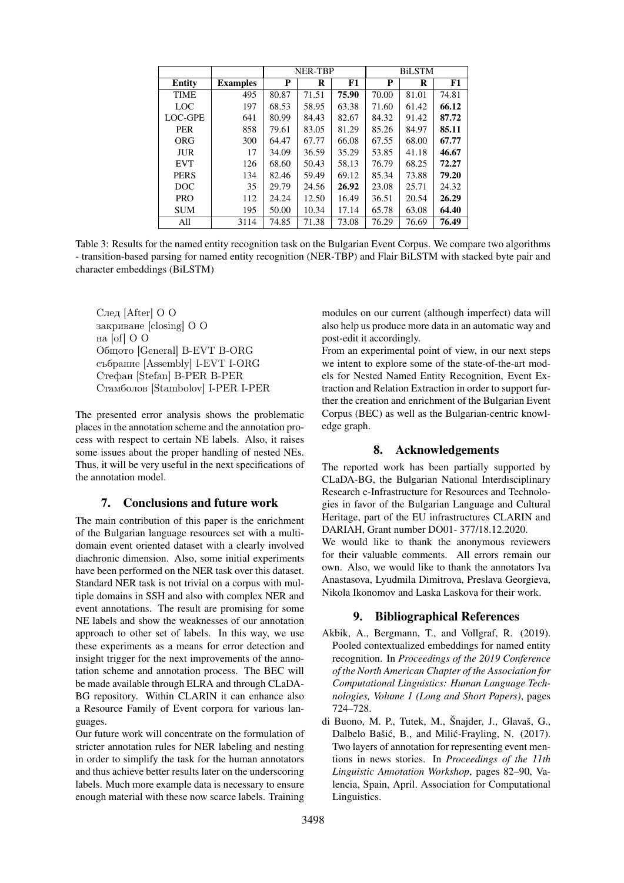| | | NER-TBP | | | BiLSTM | | |
|---|---|---|---|---|---|---|---|
| **Entity** | **Examples** | **P** | **R** | **F1** | **P** | **R** | **F1** |
| TIME | 495 | 80.87 | 71.51 | **75.90** | 70.00 | 81.01 | 74.81 |
| LOC | 197 | 68.53 | 58.95 | 63.38 | 71.60 | 61.42 | **66.12** |
| LOC-GPE | 641 | 80.99 | 84.43 | 82.67 | 84.32 | 91.42 | **87.72** |
| PER | 858 | 79.61 | 83.05 | 81.29 | 85.26 | 84.97 | **85.11** |
| ORG | 300 | 64.47 | 67.77 | 66.08 | 67.55 | 68.00 | **67.77** |
| JUR | 17 | 34.09 | 36.59 | 35.29 | 53.85 | 41.18 | **46.67** |
| EVT | 126 | 68.60 | 50.43 | 58.13 | 76.79 | 68.25 | **72.27** |
| PERS | 134 | 82.46 | 59.49 | 69.12 | 85.34 | 73.88 | **79.20** |
| DOC | 35 | 29.79 | 24.56 | **26.92** | 23.08 | 25.71 | 24.32 |
| PRO | 112 | 24.24 | 12.50 | 16.49 | 36.51 | 20.54 | **26.29** |
| SUM | 195 | 50.00 | 10.34 | 17.14 | 65.78 | 63.08 | **64.40** |
| All | 3114 | 74.85 | 71.38 | 73.08 | 76.29 | 76.69 | **76.49** |

Table 3: Results for the named entity recognition task on the Bulgarian Event Corpus. We compare two algorithms - transition-based parsing for named entity recognition (NER-TBP) and Flair BiLSTM with stacked byte pair and character embeddings (BiLSTM)

След [After] O O
закриване [closing] O O
на [of] O O
Общото [General] B-EVT B-ORG
събрание [Assembly] I-EVT I-ORG
Стефан [Stefan] B-PER B-PER
Стамболов [Stambolov] I-PER I-PER

The presented error analysis shows the problematic places in the annotation scheme and the annotation process with respect to certain NE labels. Also, it raises some issues about the proper handling of nested NEs. Thus, it will be very useful in the next specifications of the annotation model.

## 7. Conclusions and future work

The main contribution of this paper is the enrichment of the Bulgarian language resources set with a multi-domain event oriented dataset with a clearly involved diachronic dimension. Also, some initial experiments have been performed on the NER task over this dataset. Standard NER task is not trivial on a corpus with multiple domains in SSH and also with complex NER and event annotations. The result are promising for some NE labels and show the weaknesses of our annotation approach to other set of labels. In this way, we use these experiments as a means for error detection and insight trigger for the next improvements of the annotation scheme and annotation process. The BEC will be made available through ELRA and through CLaDA-BG repository. Within CLARIN it can enhance also a Resource Family of Event corpora for various languages.

Our future work will concentrate on the formulation of stricter annotation rules for NER labeling and nesting in order to simplify the task for the human annotators and thus achieve better results later on the underscoring labels. Much more example data is necessary to ensure enough material with these now scarce labels. Training modules on our current (although imperfect) data will also help us produce more data in an automatic way and post-edit it accordingly.

From an experimental point of view, in our next steps we intent to explore some of the state-of-the-art models for Nested Named Entity Recognition, Event Extraction and Relation Extraction in order to support further the creation and enrichment of the Bulgarian Event Corpus (BEC) as well as the Bulgarian-centric knowledge graph.

## 8. Acknowledgements

The reported work has been partially supported by CLaDA-BG, the Bulgarian National Interdisciplinary Research e-Infrastructure for Resources and Technologies in favor of the Bulgarian Language and Cultural Heritage, part of the EU infrastructures CLARIN and DARIAH, Grant number DO01- 377/18.12.2020.

We would like to thank the anonymous reviewers for their valuable comments. All errors remain our own. Also, we would like to thank the annotators Iva Anastasova, Lyudmila Dimitrova, Preslava Georgieva, Nikola Ikonomov and Laska Laskova for their work.

## 9. Bibliographical References

Akbik, A., Bergmann, T., and Vollgraf, R. (2019). Pooled contextualized embeddings for named entity recognition. In *Proceedings of the 2019 Conference of the North American Chapter of the Association for Computational Linguistics: Human Language Technologies, Volume 1 (Long and Short Papers)*, pages 724–728.

di Buono, M. P., Tutek, M., Šnajder, J., Glavaš, G., Dalbelo Bašić, B., and Milić-Frayling, N. (2017). Two layers of annotation for representing event mentions in news stories. In *Proceedings of the 11th Linguistic Annotation Workshop*, pages 82–90, Valencia, Spain, April. Association for Computational Linguistics.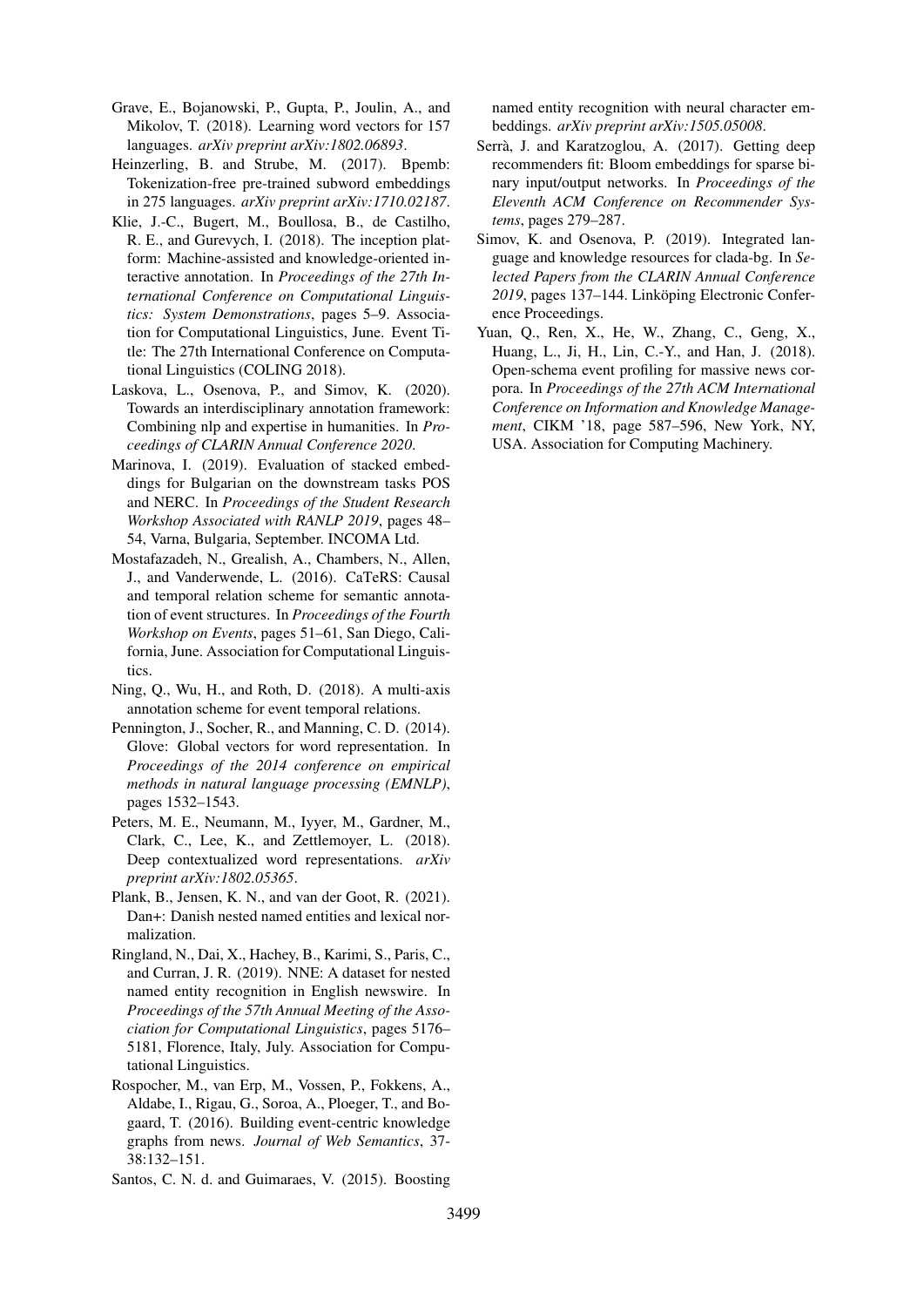Grave, E., Bojanowski, P., Gupta, P., Joulin, A., and Mikolov, T. (2018). Learning word vectors for 157 languages. *arXiv preprint arXiv:1802.06893*.

Heinzerling, B. and Strube, M. (2017). Bpemb: Tokenization-free pre-trained subword embeddings in 275 languages. *arXiv preprint arXiv:1710.02187*.

Klie, J.-C., Bugert, M., Boullosa, B., de Castilho, R. E., and Gurevych, I. (2018). The inception platform: Machine-assisted and knowledge-oriented interactive annotation. In *Proceedings of the 27th International Conference on Computational Linguistics: System Demonstrations*, pages 5–9. Association for Computational Linguistics, June. Event Title: The 27th International Conference on Computational Linguistics (COLING 2018).

Laskova, L., Osenova, P., and Simov, K. (2020). Towards an interdisciplinary annotation framework: Combining nlp and expertise in humanities. In *Proceedings of CLARIN Annual Conference 2020*.

Marinova, I. (2019). Evaluation of stacked embeddings for Bulgarian on the downstream tasks POS and NERC. In *Proceedings of the Student Research Workshop Associated with RANLP 2019*, pages 48–54, Varna, Bulgaria, September. INCOMA Ltd.

Mostafazadeh, N., Grealish, A., Chambers, N., Allen, J., and Vanderwende, L. (2016). CaTeRS: Causal and temporal relation scheme for semantic annotation of event structures. In *Proceedings of the Fourth Workshop on Events*, pages 51–61, San Diego, California, June. Association for Computational Linguistics.

Ning, Q., Wu, H., and Roth, D. (2018). A multi-axis annotation scheme for event temporal relations.

Pennington, J., Socher, R., and Manning, C. D. (2014). Glove: Global vectors for word representation. In *Proceedings of the 2014 conference on empirical methods in natural language processing (EMNLP)*, pages 1532–1543.

Peters, M. E., Neumann, M., Iyyer, M., Gardner, M., Clark, C., Lee, K., and Zettlemoyer, L. (2018). Deep contextualized word representations. *arXiv preprint arXiv:1802.05365*.

Plank, B., Jensen, K. N., and van der Goot, R. (2021). Dan+: Danish nested named entities and lexical normalization.

Ringland, N., Dai, X., Hachey, B., Karimi, S., Paris, C., and Curran, J. R. (2019). NNE: A dataset for nested named entity recognition in English newswire. In *Proceedings of the 57th Annual Meeting of the Association for Computational Linguistics*, pages 5176–5181, Florence, Italy, July. Association for Computational Linguistics.

Rospocher, M., van Erp, M., Vossen, P., Fokkens, A., Aldabe, I., Rigau, G., Soroa, A., Ploeger, T., and Bogaard, T. (2016). Building event-centric knowledge graphs from news. *Journal of Web Semantics*, 37-38:132–151.

Santos, C. N. d. and Guimaraes, V. (2015). Boosting named entity recognition with neural character embeddings. *arXiv preprint arXiv:1505.05008*.

Serrà, J. and Karatzoglou, A. (2017). Getting deep recommenders fit: Bloom embeddings for sparse binary input/output networks. In *Proceedings of the Eleventh ACM Conference on Recommender Systems*, pages 279–287.

Simov, K. and Osenova, P. (2019). Integrated language and knowledge resources for clada-bg. In *Selected Papers from the CLARIN Annual Conference 2019*, pages 137–144. Linköping Electronic Conference Proceedings.

Yuan, Q., Ren, X., He, W., Zhang, C., Geng, X., Huang, L., Ji, H., Lin, C.-Y., and Han, J. (2018). Open-schema event profiling for massive news corpora. In *Proceedings of the 27th ACM International Conference on Information and Knowledge Management*, CIKM '18, page 587–596, New York, NY, USA. Association for Computing Machinery.